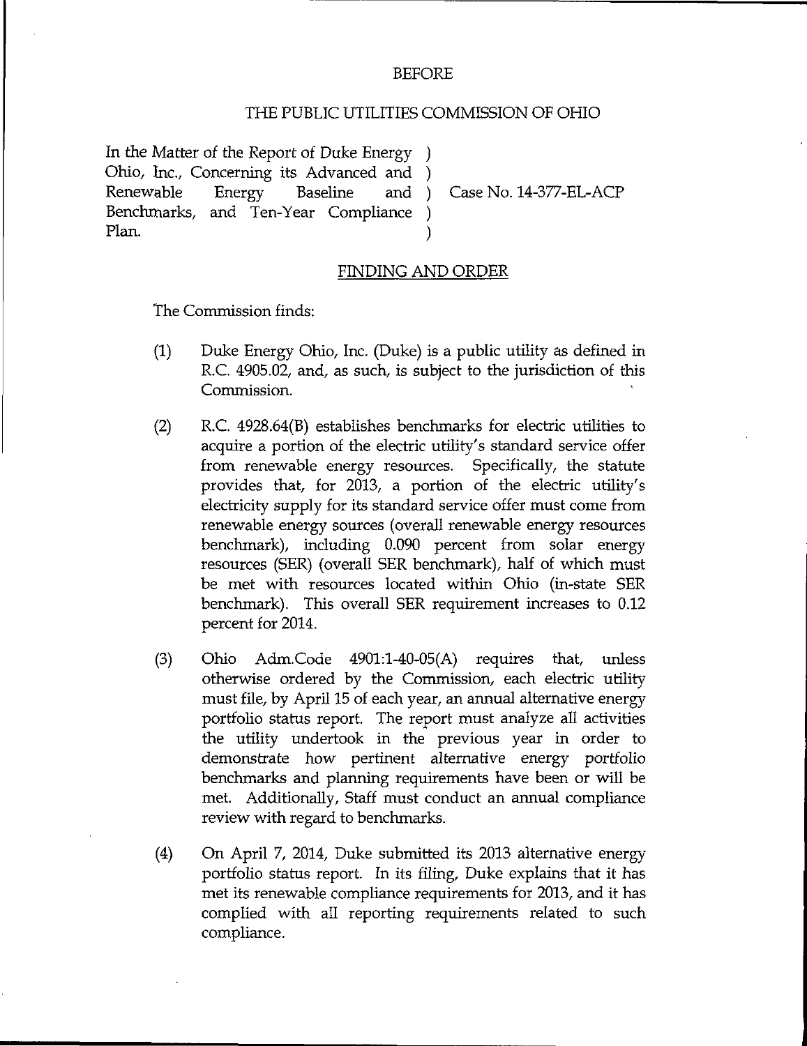BEFORE

THE PUBLIC UTILITIES COMMISSION OF OHIO

| | | |
|---|---|---|
| In the Matter of the Report of Duke Energy Ohio, Inc., Concerning its Advanced and Renewable Energy Baseline and Benchmarks, and Ten-Year Compliance Plan. | ) | Case No. 14-377-EL-ACP |

FINDING AND ORDER

The Commission finds:

(1) Duke Energy Ohio, Inc. (Duke) is a public utility as defined in R.C. 4905.02, and, as such, is subject to the jurisdiction of this Commission.

(2) R.C. 4928.64(B) establishes benchmarks for electric utilities to acquire a portion of the electric utility's standard service offer from renewable energy resources. Specifically, the statute provides that, for 2013, a portion of the electric utility's electricity supply for its standard service offer must come from renewable energy sources (overall renewable energy resources benchmark), including 0.090 percent from solar energy resources (SER) (overall SER benchmark), half of which must be met with resources located within Ohio (in-state SER benchmark). This overall SER requirement increases to 0.12 percent for 2014.

(3) Ohio Adm.Code 4901:1-40-05(A) requires that, unless otherwise ordered by the Commission, each electric utility must file, by April 15 of each year, an annual alternative energy portfolio status report. The report must analyze all activities the utility undertook in the previous year in order to demonstrate how pertinent alternative energy portfolio benchmarks and planning requirements have been or will be met. Additionally, Staff must conduct an annual compliance review with regard to benchmarks.

(4) On April 7, 2014, Duke submitted its 2013 alternative energy portfolio status report. In its filing, Duke explains that it has met its renewable compliance requirements for 2013, and it has complied with all reporting requirements related to such compliance.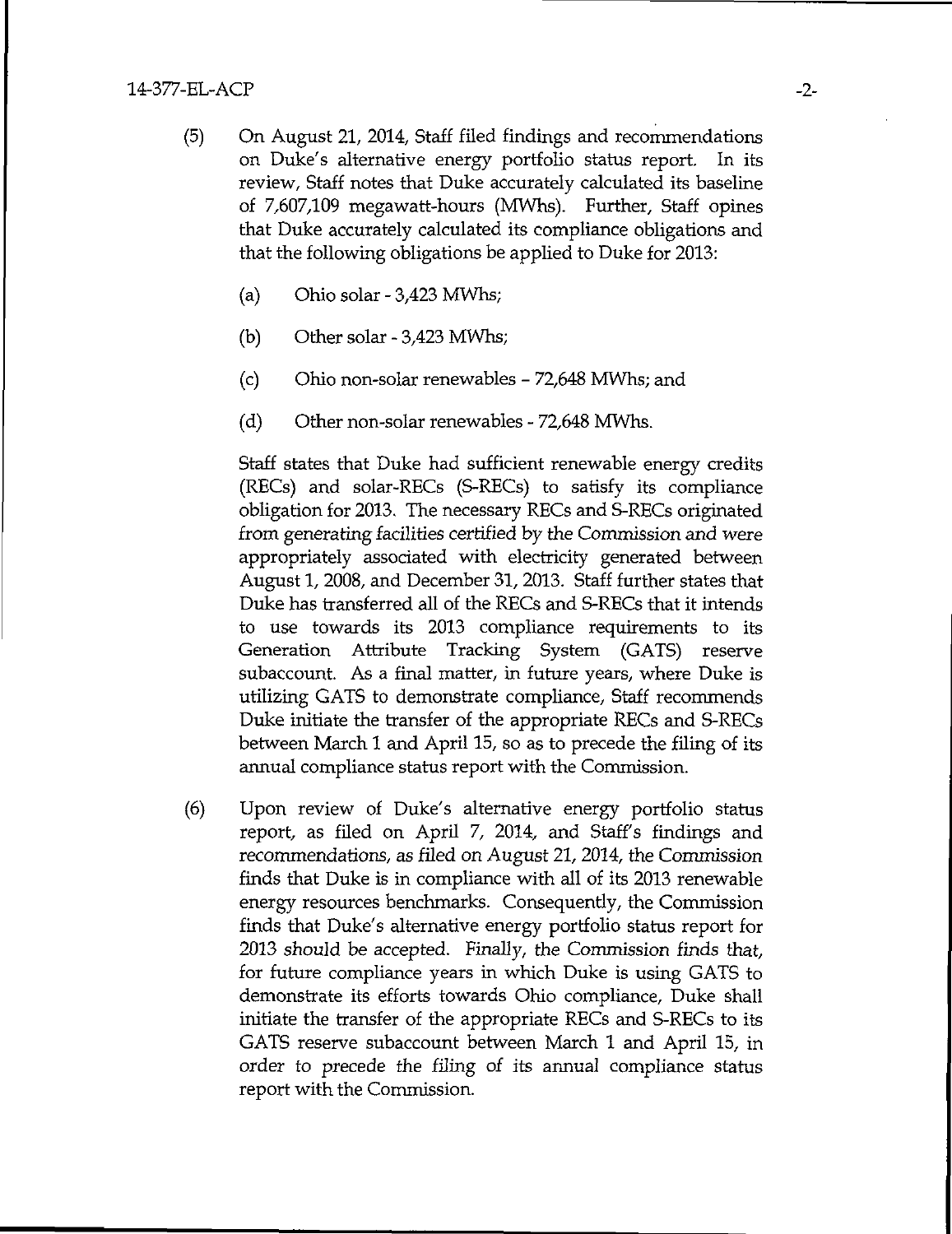(5) On August 21, 2014, Staff filed findings and recommendations on Duke's alternative energy portfolio status report. In its review, Staff notes that Duke accurately calculated its baseline of 7,607,109 megawatt-hours (MWhs). Further, Staff opines that Duke accurately calculated its compliance obligations and that the following obligations be applied to Duke for 2013:

   (a) Ohio solar - 3,423 MWhs;

   (b) Other solar - 3,423 MWhs;

   (c) Ohio non-solar renewables – 72,648 MWhs; and

   (d) Other non-solar renewables - 72,648 MWhs.

   Staff states that Duke had sufficient renewable energy credits (RECs) and solar-RECs (S-RECs) to satisfy its compliance obligation for 2013. The necessary RECs and S-RECs originated from generating facilities certified by the Commission and were appropriately associated with electricity generated between August 1, 2008, and December 31, 2013. Staff further states that Duke has transferred all of the RECs and S-RECs that it intends to use towards its 2013 compliance requirements to its Generation Attribute Tracking System (GATS) reserve subaccount. As a final matter, in future years, where Duke is utilizing GATS to demonstrate compliance, Staff recommends Duke initiate the transfer of the appropriate RECs and S-RECs between March 1 and April 15, so as to precede the filing of its annual compliance status report with the Commission.

(6) Upon review of Duke's alternative energy portfolio status report, as filed on April 7, 2014, and Staff's findings and recommendations, as filed on August 21, 2014, the Commission finds that Duke is in compliance with all of its 2013 renewable energy resources benchmarks. Consequently, the Commission finds that Duke's alternative energy portfolio status report for 2013 should be accepted. Finally, the Commission finds that, for future compliance years in which Duke is using GATS to demonstrate its efforts towards Ohio compliance, Duke shall initiate the transfer of the appropriate RECs and S-RECs to its GATS reserve subaccount between March 1 and April 15, in order to precede the filing of its annual compliance status report with the Commission.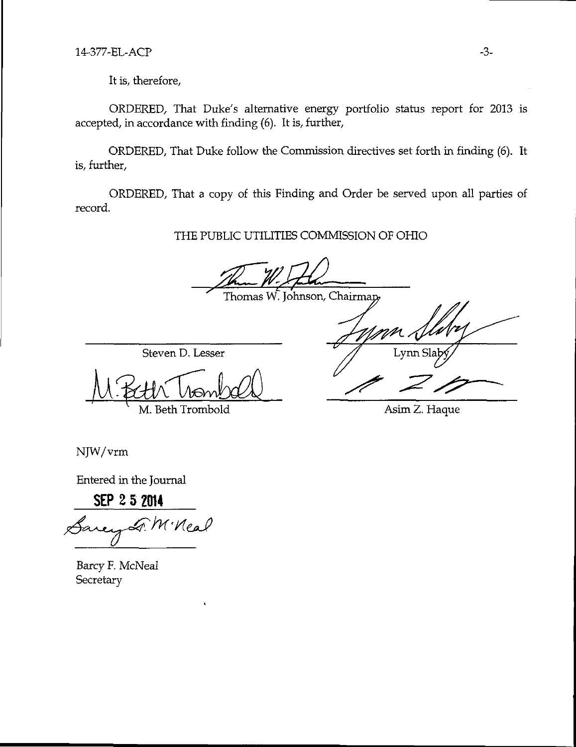It is, therefore,

ORDERED, That Duke's alternative energy portfolio status report for 2013 is accepted, in accordance with finding (6). It is, further,

ORDERED, That Duke follow the Commission directives set forth in finding (6). It is, further,

ORDERED, That a copy of this Finding and Order be served upon all parties of record.

THE PUBLIC UTILITIES COMMISSION OF OHIO

Thomas W. Johnson, Chairman

Steven D. Lesser

Lynn Slaby

M. Beth Trombold

Asim Z. Haque

NJW/vrm

Entered in the Journal

**SEP 2 5 2014**

Barcy F. McNeal
Secretary